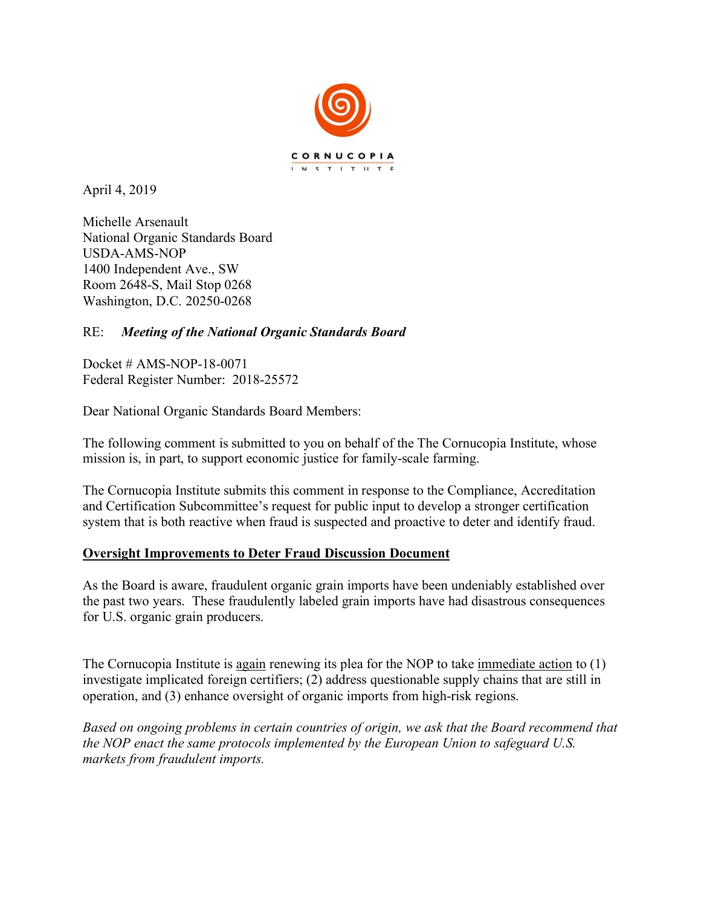CORNUCOPIA INSTITUTE

April 4, 2019

Michelle Arsenault
National Organic Standards Board
USDA-AMS-NOP
1400 Independent Ave., SW
Room 2648-S, Mail Stop 0268
Washington, D.C. 20250-0268

RE: ***Meeting of the National Organic Standards Board***

Docket # AMS-NOP-18-0071
Federal Register Number: 2018-25572

Dear National Organic Standards Board Members:

The following comment is submitted to you on behalf of the The Cornucopia Institute, whose mission is, in part, to support economic justice for family-scale farming.

The Cornucopia Institute submits this comment in response to the Compliance, Accreditation and Certification Subcommittee's request for public input to develop a stronger certification system that is both reactive when fraud is suspected and proactive to deter and identify fraud.

**Oversight Improvements to Deter Fraud Discussion Document**

As the Board is aware, fraudulent organic grain imports have been undeniably established over the past two years. These fraudulently labeled grain imports have had disastrous consequences for U.S. organic grain producers.

The Cornucopia Institute is again renewing its plea for the NOP to take immediate action to (1) investigate implicated foreign certifiers; (2) address questionable supply chains that are still in operation, and (3) enhance oversight of organic imports from high-risk regions.

*Based on ongoing problems in certain countries of origin, we ask that the Board recommend that the NOP enact the same protocols implemented by the European Union to safeguard U.S. markets from fraudulent imports.*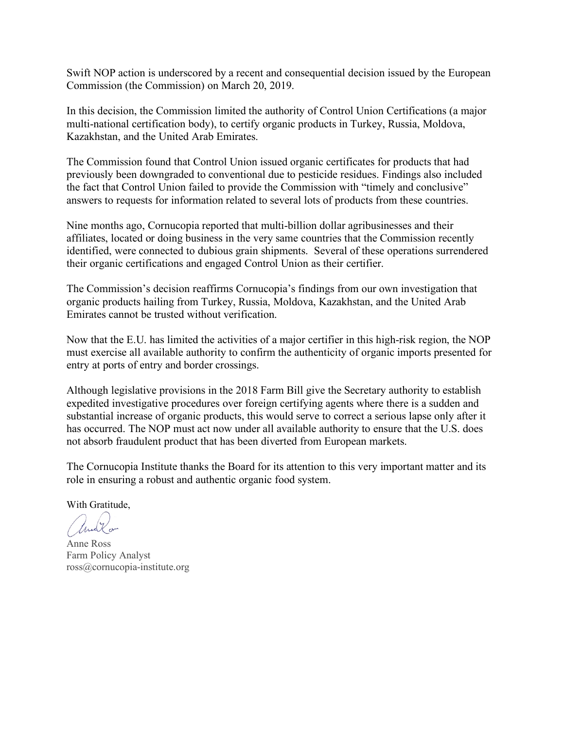Swift NOP action is underscored by a recent and consequential decision issued by the European Commission (the Commission) on March 20, 2019.

In this decision, the Commission limited the authority of Control Union Certifications (a major multi-national certification body), to certify organic products in Turkey, Russia, Moldova, Kazakhstan, and the United Arab Emirates.

The Commission found that Control Union issued organic certificates for products that had previously been downgraded to conventional due to pesticide residues. Findings also included the fact that Control Union failed to provide the Commission with "timely and conclusive" answers to requests for information related to several lots of products from these countries.

Nine months ago, Cornucopia reported that multi-billion dollar agribusinesses and their affiliates, located or doing business in the very same countries that the Commission recently identified, were connected to dubious grain shipments. Several of these operations surrendered their organic certifications and engaged Control Union as their certifier.

The Commission's decision reaffirms Cornucopia's findings from our own investigation that organic products hailing from Turkey, Russia, Moldova, Kazakhstan, and the United Arab Emirates cannot be trusted without verification.

Now that the E.U. has limited the activities of a major certifier in this high-risk region, the NOP must exercise all available authority to confirm the authenticity of organic imports presented for entry at ports of entry and border crossings.

Although legislative provisions in the 2018 Farm Bill give the Secretary authority to establish expedited investigative procedures over foreign certifying agents where there is a sudden and substantial increase of organic products, this would serve to correct a serious lapse only after it has occurred. The NOP must act now under all available authority to ensure that the U.S. does not absorb fraudulent product that has been diverted from European markets.

The Cornucopia Institute thanks the Board for its attention to this very important matter and its role in ensuring a robust and authentic organic food system.

With Gratitude,

Anne Ross
Farm Policy Analyst
ross@cornucopia-institute.org